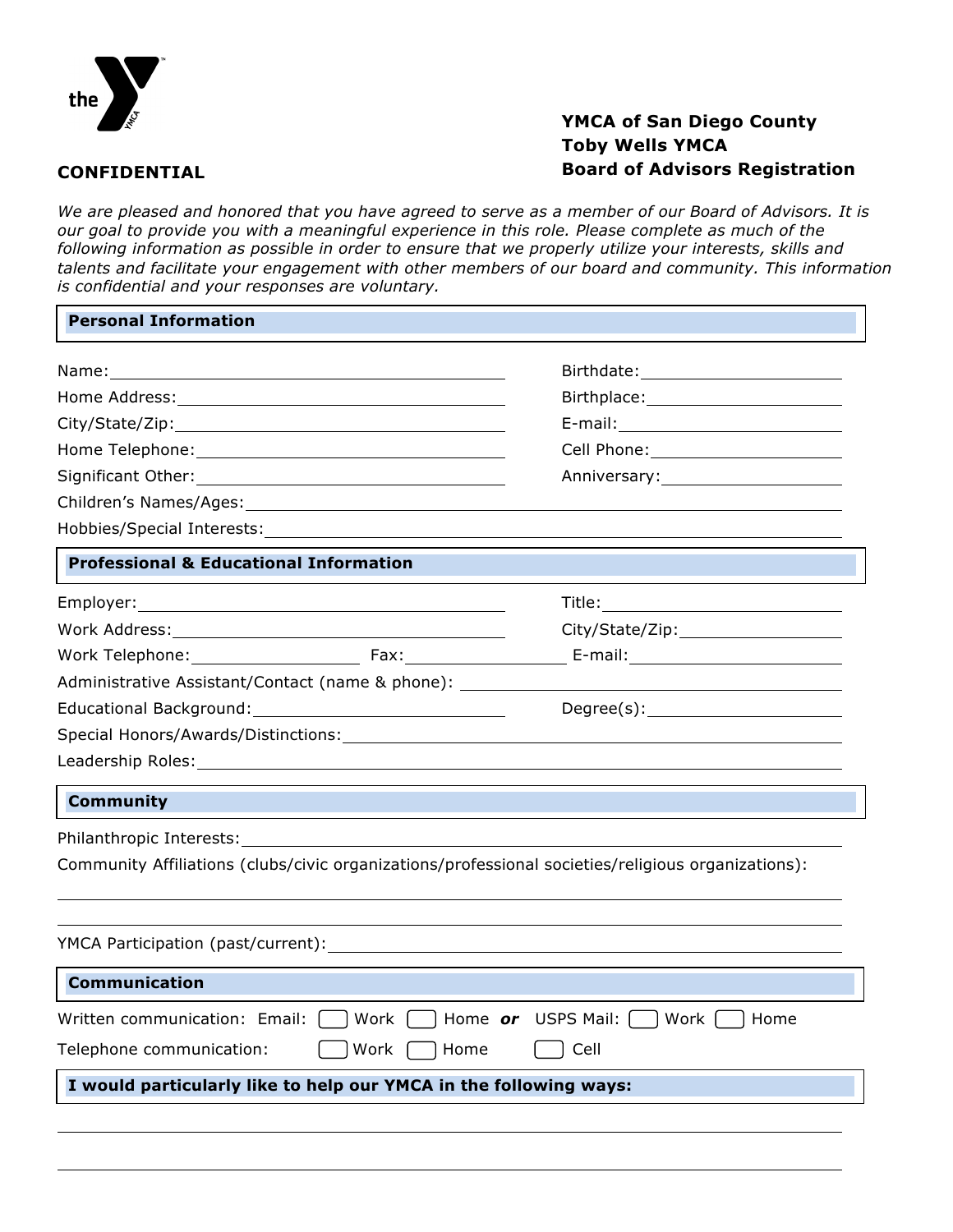**CONFIDENTIAL**

**YMCA of San Diego County**
**Toby Wells YMCA**
**Board of Advisors Registration**

*We are pleased and honored that you have agreed to serve as a member of our Board of Advisors. It is our goal to provide you with a meaningful experience in this role. Please complete as much of the following information as possible in order to ensure that we properly utilize your interests, skills and talents and facilitate your engagement with other members of our board and community. This information is confidential and your responses are voluntary.*

## Personal Information

Name: ______________________ Birthdate: ______________________

Home Address: ______________________ Birthplace: ______________________

City/State/Zip: ______________________ E-mail: ______________________

Home Telephone: ______________________ Cell Phone: ______________________

Significant Other: ______________________ Anniversary: ______________________

Children's Names/Ages: ______________________

Hobbies/Special Interests: ______________________

## Professional & Educational Information

Employer: ______________________ Title: ______________________

Work Address: ______________________ City/State/Zip: ______________________

Work Telephone: ______________ Fax: ______________ E-mail: ______________________

Administrative Assistant/Contact (name & phone): ______________________

Educational Background: ______________________ Degree(s): ______________________

Special Honors/Awards/Distinctions: ______________________

Leadership Roles: ______________________

## Community

Philanthropic Interests: ______________________

Community Affiliations (clubs/civic organizations/professional societies/religious organizations):

______________________

______________________

YMCA Participation (past/current): ______________________

## Communication

Written communication: Email: ☐ Work ☐ Home ***or*** USPS Mail: ☐ Work ☐ Home

Telephone communication: ☐ Work ☐ Home ☐ Cell

## I would particularly like to help our YMCA in the following ways:

______________________

______________________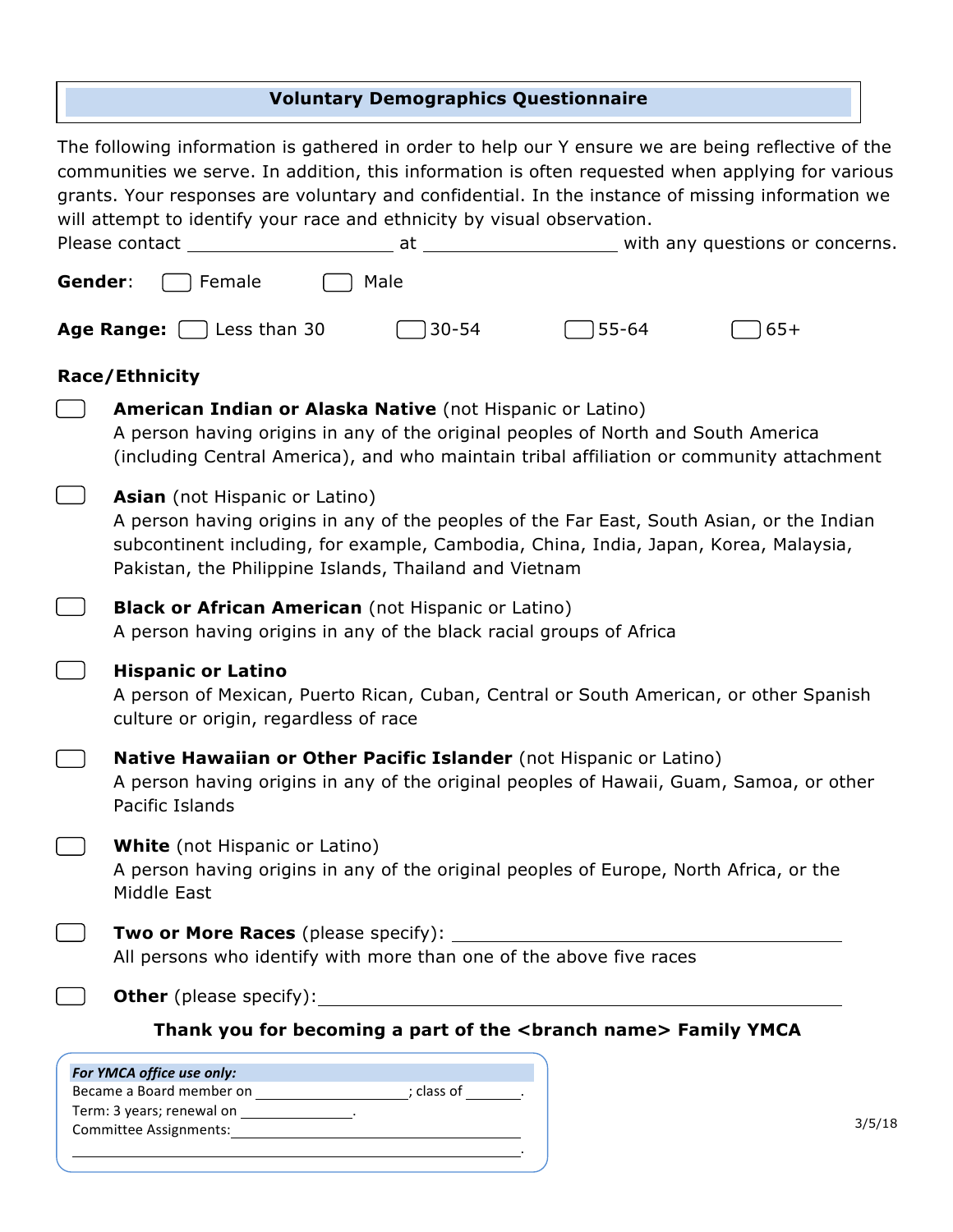## Voluntary Demographics Questionnaire

The following information is gathered in order to help our Y ensure we are being reflective of the communities we serve. In addition, this information is often requested when applying for various grants. Your responses are voluntary and confidential. In the instance of missing information we will attempt to identify your race and ethnicity by visual observation.

Please contact ____________________ at ___________________ with any questions or concerns.

**Gender**: ☐ Female ☐ Male

**Age Range:** ☐ Less than 30 ☐ 30-54 ☐ 55-64 ☐ 65+

**Race/Ethnicity**

☐ **American Indian or Alaska Native** (not Hispanic or Latino)
A person having origins in any of the original peoples of North and South America (including Central America), and who maintain tribal affiliation or community attachment

☐ **Asian** (not Hispanic or Latino)
A person having origins in any of the peoples of the Far East, South Asian, or the Indian subcontinent including, for example, Cambodia, China, India, Japan, Korea, Malaysia, Pakistan, the Philippine Islands, Thailand and Vietnam

☐ **Black or African American** (not Hispanic or Latino)
A person having origins in any of the black racial groups of Africa

☐ **Hispanic or Latino**
A person of Mexican, Puerto Rican, Cuban, Central or South American, or other Spanish culture or origin, regardless of race

☐ **Native Hawaiian or Other Pacific Islander** (not Hispanic or Latino)
A person having origins in any of the original peoples of Hawaii, Guam, Samoa, or other Pacific Islands

☐ **White** (not Hispanic or Latino)
A person having origins in any of the original peoples of Europe, North Africa, or the Middle East

☐ **Two or More Races** (please specify): ______________________________________
All persons who identify with more than one of the above five races

☐ **Other** (please specify): ______________________________________

**Thank you for becoming a part of the <branch name> Family YMCA**

***For YMCA office use only:***

Became a Board member on ____________________; class of _______.

Term: 3 years; renewal on ______________.

Committee Assignments: ______________________________________

______________________________________________________.

3/5/18